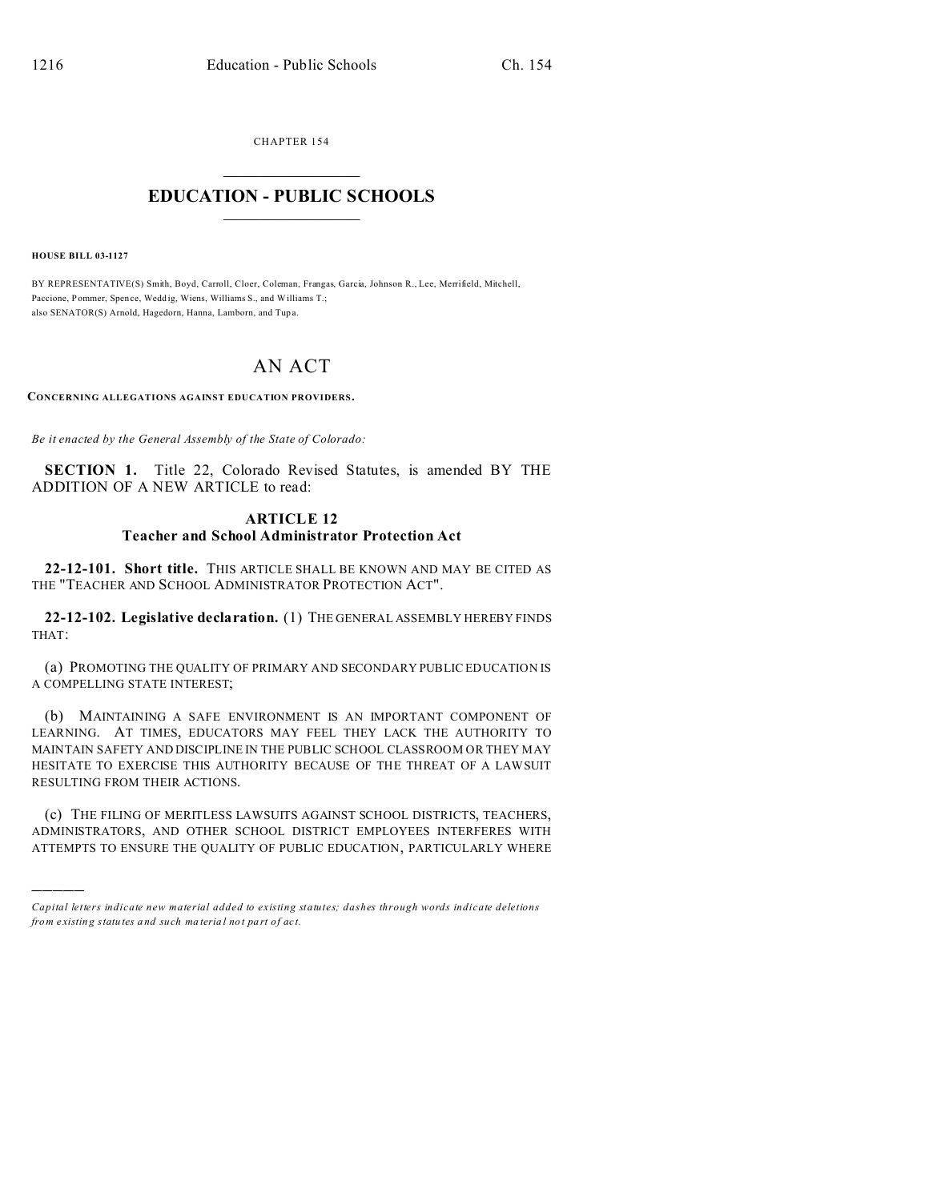CHAPTER 154

# EDUCATION - PUBLIC SCHOOLS

**HOUSE BILL 03-1127**

BY REPRESENTATIVE(S) Smith, Boyd, Carroll, Cloer, Coleman, Frangas, Garcia, Johnson R., Lee, Merrifield, Mitchell, Paccione, Pommer, Spence, Weddig, Wiens, Williams S., and Williams T.;
also SENATOR(S) Arnold, Hagedorn, Hanna, Lamborn, and Tupa.

# AN ACT

**CONCERNING ALLEGATIONS AGAINST EDUCATION PROVIDERS.**

*Be it enacted by the General Assembly of the State of Colorado:*

**SECTION 1.** Title 22, Colorado Revised Statutes, is amended BY THE ADDITION OF A NEW ARTICLE to read:

## ARTICLE 12
## Teacher and School Administrator Protection Act

**22-12-101. Short title.** THIS ARTICLE SHALL BE KNOWN AND MAY BE CITED AS THE "TEACHER AND SCHOOL ADMINISTRATOR PROTECTION ACT".

**22-12-102. Legislative declaration.** (1) THE GENERAL ASSEMBLY HEREBY FINDS THAT:

(a) PROMOTING THE QUALITY OF PRIMARY AND SECONDARY PUBLIC EDUCATION IS A COMPELLING STATE INTEREST;

(b) MAINTAINING A SAFE ENVIRONMENT IS AN IMPORTANT COMPONENT OF LEARNING. AT TIMES, EDUCATORS MAY FEEL THEY LACK THE AUTHORITY TO MAINTAIN SAFETY AND DISCIPLINE IN THE PUBLIC SCHOOL CLASSROOM OR THEY MAY HESITATE TO EXERCISE THIS AUTHORITY BECAUSE OF THE THREAT OF A LAWSUIT RESULTING FROM THEIR ACTIONS.

(c) THE FILING OF MERITLESS LAWSUITS AGAINST SCHOOL DISTRICTS, TEACHERS, ADMINISTRATORS, AND OTHER SCHOOL DISTRICT EMPLOYEES INTERFERES WITH ATTEMPTS TO ENSURE THE QUALITY OF PUBLIC EDUCATION, PARTICULARLY WHERE

---

*Capital letters indicate new material added to existing statutes; dashes through words indicate deletions from existing statutes and such material not part of act.*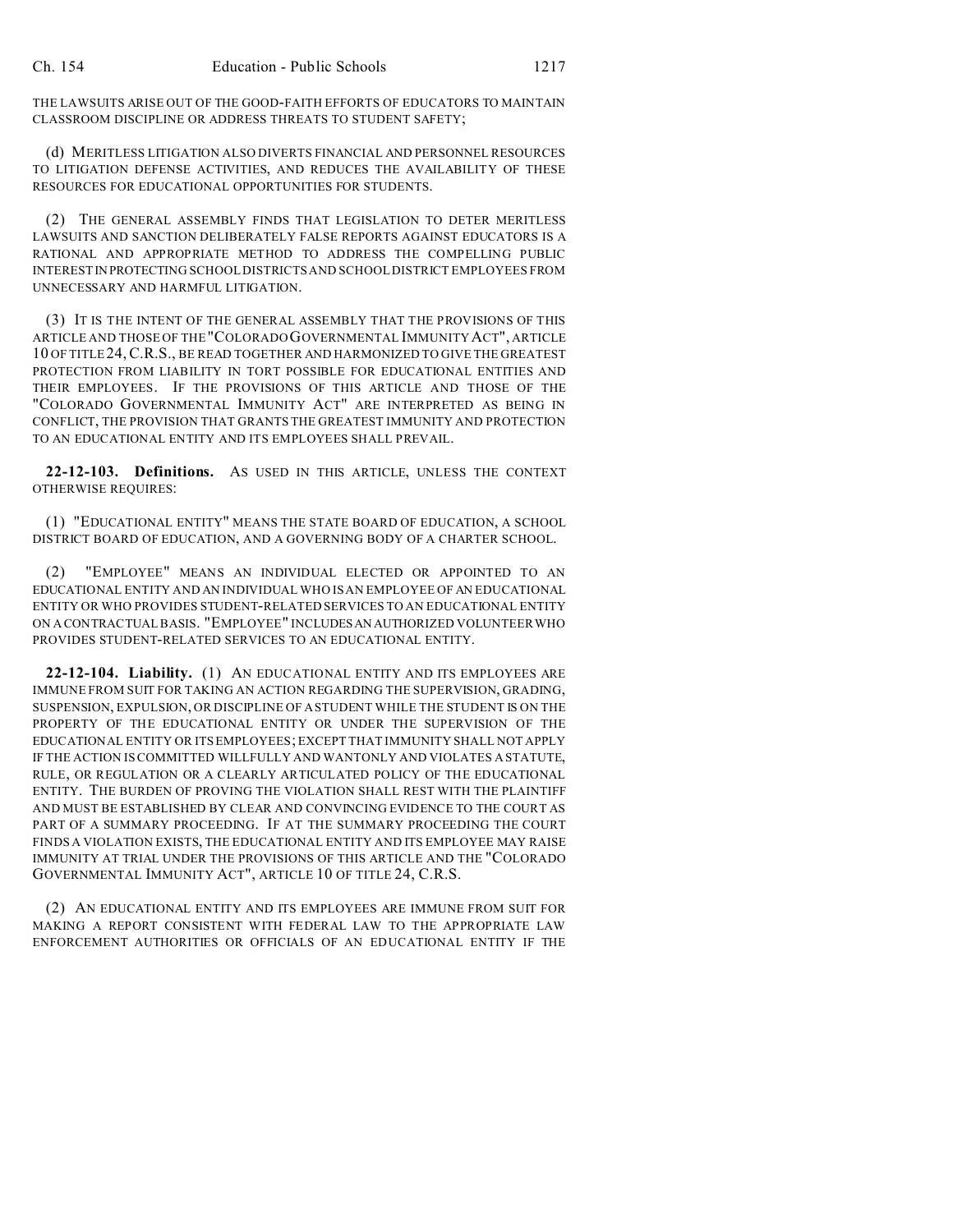THE LAWSUITS ARISE OUT OF THE GOOD-FAITH EFFORTS OF EDUCATORS TO MAINTAIN CLASSROOM DISCIPLINE OR ADDRESS THREATS TO STUDENT SAFETY;

(d) MERITLESS LITIGATION ALSO DIVERTS FINANCIAL AND PERSONNEL RESOURCES TO LITIGATION DEFENSE ACTIVITIES, AND REDUCES THE AVAILABILITY OF THESE RESOURCES FOR EDUCATIONAL OPPORTUNITIES FOR STUDENTS.

(2) THE GENERAL ASSEMBLY FINDS THAT LEGISLATION TO DETER MERITLESS LAWSUITS AND SANCTION DELIBERATELY FALSE REPORTS AGAINST EDUCATORS IS A RATIONAL AND APPROPRIATE METHOD TO ADDRESS THE COMPELLING PUBLIC INTEREST IN PROTECTING SCHOOL DISTRICTS AND SCHOOL DISTRICT EMPLOYEES FROM UNNECESSARY AND HARMFUL LITIGATION.

(3) IT IS THE INTENT OF THE GENERAL ASSEMBLY THAT THE PROVISIONS OF THIS ARTICLE AND THOSE OF THE "COLORADO GOVERNMENTAL IMMUNITY ACT", ARTICLE 10 OF TITLE 24, C.R.S., BE READ TOGETHER AND HARMONIZED TO GIVE THE GREATEST PROTECTION FROM LIABILITY IN TORT POSSIBLE FOR EDUCATIONAL ENTITIES AND THEIR EMPLOYEES. IF THE PROVISIONS OF THIS ARTICLE AND THOSE OF THE "COLORADO GOVERNMENTAL IMMUNITY ACT" ARE INTERPRETED AS BEING IN CONFLICT, THE PROVISION THAT GRANTS THE GREATEST IMMUNITY AND PROTECTION TO AN EDUCATIONAL ENTITY AND ITS EMPLOYEES SHALL PREVAIL.

**22-12-103. Definitions.** AS USED IN THIS ARTICLE, UNLESS THE CONTEXT OTHERWISE REQUIRES:

(1) "EDUCATIONAL ENTITY" MEANS THE STATE BOARD OF EDUCATION, A SCHOOL DISTRICT BOARD OF EDUCATION, AND A GOVERNING BODY OF A CHARTER SCHOOL.

(2) "EMPLOYEE" MEANS AN INDIVIDUAL ELECTED OR APPOINTED TO AN EDUCATIONAL ENTITY AND AN INDIVIDUAL WHO IS AN EMPLOYEE OF AN EDUCATIONAL ENTITY OR WHO PROVIDES STUDENT-RELATED SERVICES TO AN EDUCATIONAL ENTITY ON A CONTRACTUAL BASIS. "EMPLOYEE" INCLUDES AN AUTHORIZED VOLUNTEER WHO PROVIDES STUDENT-RELATED SERVICES TO AN EDUCATIONAL ENTITY.

**22-12-104. Liability.** (1) AN EDUCATIONAL ENTITY AND ITS EMPLOYEES ARE IMMUNE FROM SUIT FOR TAKING AN ACTION REGARDING THE SUPERVISION, GRADING, SUSPENSION, EXPULSION, OR DISCIPLINE OF A STUDENT WHILE THE STUDENT IS ON THE PROPERTY OF THE EDUCATIONAL ENTITY OR UNDER THE SUPERVISION OF THE EDUCATIONAL ENTITY OR ITS EMPLOYEES; EXCEPT THAT IMMUNITY SHALL NOT APPLY IF THE ACTION IS COMMITTED WILLFULLY AND WANTONLY AND VIOLATES A STATUTE, RULE, OR REGULATION OR A CLEARLY ARTICULATED POLICY OF THE EDUCATIONAL ENTITY. THE BURDEN OF PROVING THE VIOLATION SHALL REST WITH THE PLAINTIFF AND MUST BE ESTABLISHED BY CLEAR AND CONVINCING EVIDENCE TO THE COURT AS PART OF A SUMMARY PROCEEDING. IF AT THE SUMMARY PROCEEDING THE COURT FINDS A VIOLATION EXISTS, THE EDUCATIONAL ENTITY AND ITS EMPLOYEE MAY RAISE IMMUNITY AT TRIAL UNDER THE PROVISIONS OF THIS ARTICLE AND THE "COLORADO GOVERNMENTAL IMMUNITY ACT", ARTICLE 10 OF TITLE 24, C.R.S.

(2) AN EDUCATIONAL ENTITY AND ITS EMPLOYEES ARE IMMUNE FROM SUIT FOR MAKING A REPORT CONSISTENT WITH FEDERAL LAW TO THE APPROPRIATE LAW ENFORCEMENT AUTHORITIES OR OFFICIALS OF AN EDUCATIONAL ENTITY IF THE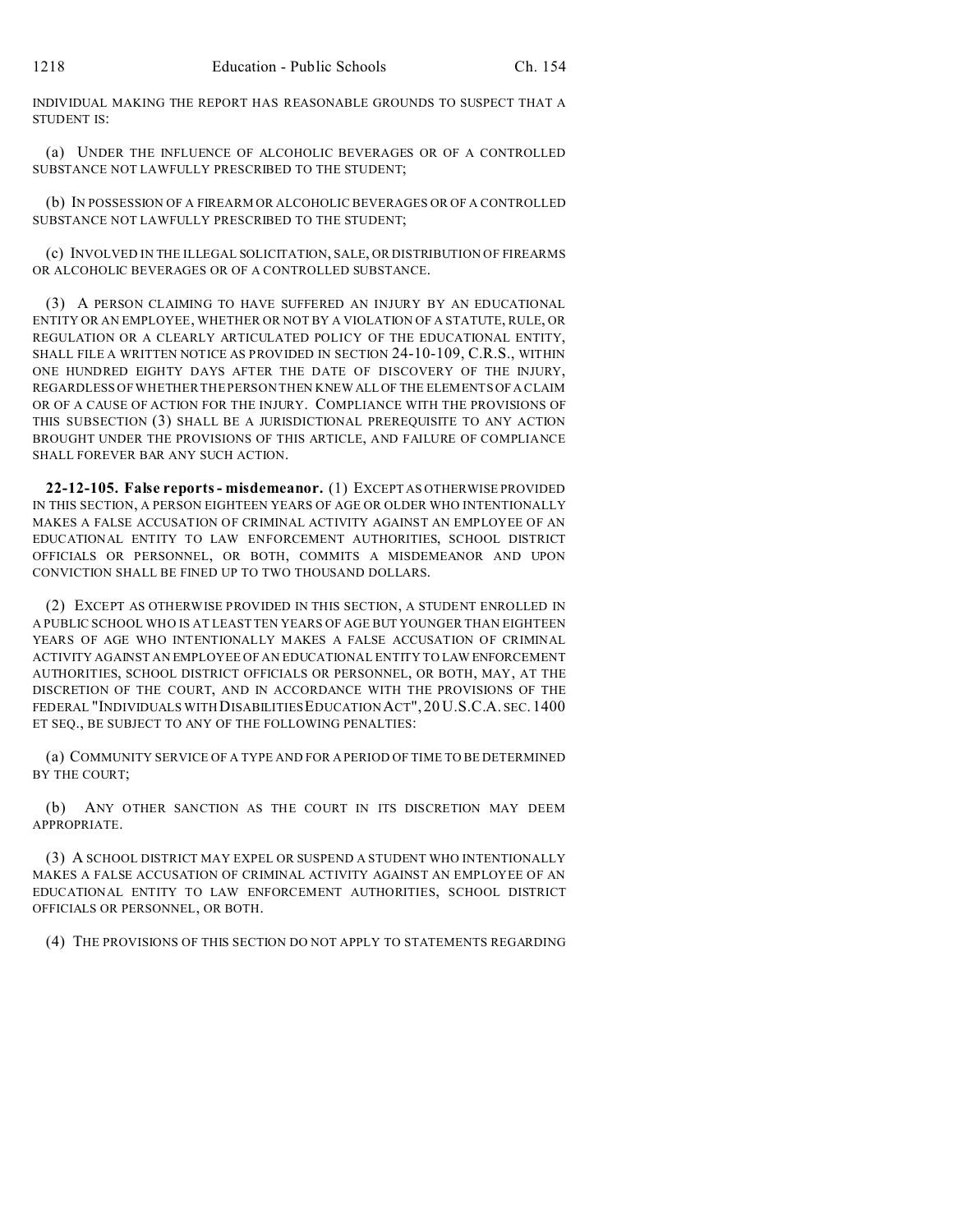INDIVIDUAL MAKING THE REPORT HAS REASONABLE GROUNDS TO SUSPECT THAT A STUDENT IS:

(a) UNDER THE INFLUENCE OF ALCOHOLIC BEVERAGES OR OF A CONTROLLED SUBSTANCE NOT LAWFULLY PRESCRIBED TO THE STUDENT;

(b) IN POSSESSION OF A FIREARM OR ALCOHOLIC BEVERAGES OR OF A CONTROLLED SUBSTANCE NOT LAWFULLY PRESCRIBED TO THE STUDENT;

(c) INVOLVED IN THE ILLEGAL SOLICITATION, SALE, OR DISTRIBUTION OF FIREARMS OR ALCOHOLIC BEVERAGES OR OF A CONTROLLED SUBSTANCE.

(3) A PERSON CLAIMING TO HAVE SUFFERED AN INJURY BY AN EDUCATIONAL ENTITY OR AN EMPLOYEE, WHETHER OR NOT BY A VIOLATION OF A STATUTE, RULE, OR REGULATION OR A CLEARLY ARTICULATED POLICY OF THE EDUCATIONAL ENTITY, SHALL FILE A WRITTEN NOTICE AS PROVIDED IN SECTION 24-10-109, C.R.S., WITHIN ONE HUNDRED EIGHTY DAYS AFTER THE DATE OF DISCOVERY OF THE INJURY, REGARDLESS OF WHETHER THE PERSON THEN KNEW ALL OF THE ELEMENTS OF A CLAIM OR OF A CAUSE OF ACTION FOR THE INJURY. COMPLIANCE WITH THE PROVISIONS OF THIS SUBSECTION (3) SHALL BE A JURISDICTIONAL PREREQUISITE TO ANY ACTION BROUGHT UNDER THE PROVISIONS OF THIS ARTICLE, AND FAILURE OF COMPLIANCE SHALL FOREVER BAR ANY SUCH ACTION.

**22-12-105. False reports - misdemeanor.** (1) EXCEPT AS OTHERWISE PROVIDED IN THIS SECTION, A PERSON EIGHTEEN YEARS OF AGE OR OLDER WHO INTENTIONALLY MAKES A FALSE ACCUSATION OF CRIMINAL ACTIVITY AGAINST AN EMPLOYEE OF AN EDUCATIONAL ENTITY TO LAW ENFORCEMENT AUTHORITIES, SCHOOL DISTRICT OFFICIALS OR PERSONNEL, OR BOTH, COMMITS A MISDEMEANOR AND UPON CONVICTION SHALL BE FINED UP TO TWO THOUSAND DOLLARS.

(2) EXCEPT AS OTHERWISE PROVIDED IN THIS SECTION, A STUDENT ENROLLED IN A PUBLIC SCHOOL WHO IS AT LEAST TEN YEARS OF AGE BUT YOUNGER THAN EIGHTEEN YEARS OF AGE WHO INTENTIONALLY MAKES A FALSE ACCUSATION OF CRIMINAL ACTIVITY AGAINST AN EMPLOYEE OF AN EDUCATIONAL ENTITY TO LAW ENFORCEMENT AUTHORITIES, SCHOOL DISTRICT OFFICIALS OR PERSONNEL, OR BOTH, MAY, AT THE DISCRETION OF THE COURT, AND IN ACCORDANCE WITH THE PROVISIONS OF THE FEDERAL "INDIVIDUALS WITH DISABILITIES EDUCATION ACT", 20 U.S.C.A. SEC. 1400 ET SEQ., BE SUBJECT TO ANY OF THE FOLLOWING PENALTIES:

(a) COMMUNITY SERVICE OF A TYPE AND FOR A PERIOD OF TIME TO BE DETERMINED BY THE COURT;

(b) ANY OTHER SANCTION AS THE COURT IN ITS DISCRETION MAY DEEM APPROPRIATE.

(3) A SCHOOL DISTRICT MAY EXPEL OR SUSPEND A STUDENT WHO INTENTIONALLY MAKES A FALSE ACCUSATION OF CRIMINAL ACTIVITY AGAINST AN EMPLOYEE OF AN EDUCATIONAL ENTITY TO LAW ENFORCEMENT AUTHORITIES, SCHOOL DISTRICT OFFICIALS OR PERSONNEL, OR BOTH.

(4) THE PROVISIONS OF THIS SECTION DO NOT APPLY TO STATEMENTS REGARDING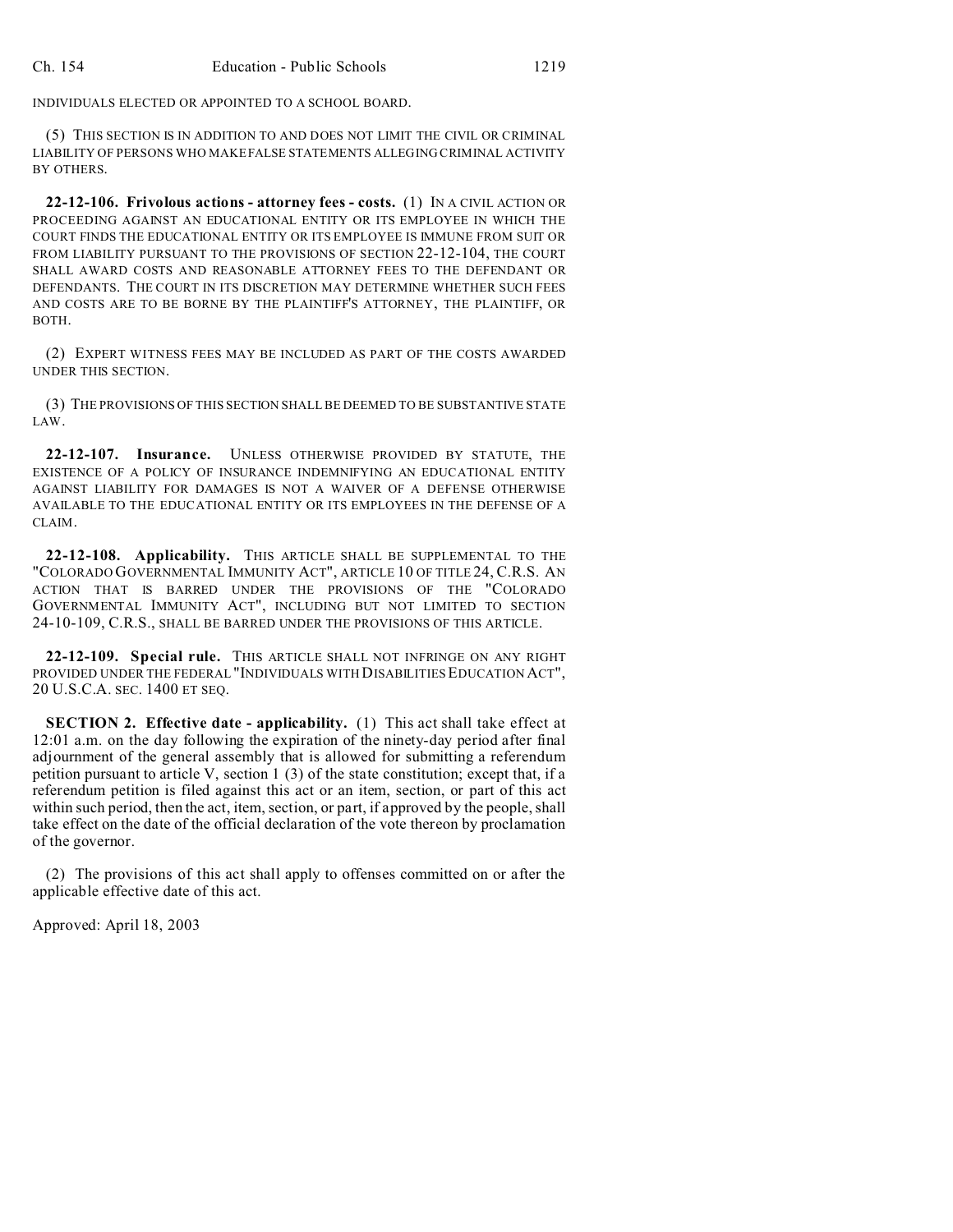INDIVIDUALS ELECTED OR APPOINTED TO A SCHOOL BOARD.

(5) THIS SECTION IS IN ADDITION TO AND DOES NOT LIMIT THE CIVIL OR CRIMINAL LIABILITY OF PERSONS WHO MAKE FALSE STATEMENTS ALLEGING CRIMINAL ACTIVITY BY OTHERS.

**22-12-106. Frivolous actions - attorney fees - costs.** (1) IN A CIVIL ACTION OR PROCEEDING AGAINST AN EDUCATIONAL ENTITY OR ITS EMPLOYEE IN WHICH THE COURT FINDS THE EDUCATIONAL ENTITY OR ITS EMPLOYEE IS IMMUNE FROM SUIT OR FROM LIABILITY PURSUANT TO THE PROVISIONS OF SECTION 22-12-104, THE COURT SHALL AWARD COSTS AND REASONABLE ATTORNEY FEES TO THE DEFENDANT OR DEFENDANTS. THE COURT IN ITS DISCRETION MAY DETERMINE WHETHER SUCH FEES AND COSTS ARE TO BE BORNE BY THE PLAINTIFF'S ATTORNEY, THE PLAINTIFF, OR BOTH.

(2) EXPERT WITNESS FEES MAY BE INCLUDED AS PART OF THE COSTS AWARDED UNDER THIS SECTION.

(3) THE PROVISIONS OF THIS SECTION SHALL BE DEEMED TO BE SUBSTANTIVE STATE LAW.

**22-12-107. Insurance.** UNLESS OTHERWISE PROVIDED BY STATUTE, THE EXISTENCE OF A POLICY OF INSURANCE INDEMNIFYING AN EDUCATIONAL ENTITY AGAINST LIABILITY FOR DAMAGES IS NOT A WAIVER OF A DEFENSE OTHERWISE AVAILABLE TO THE EDUCATIONAL ENTITY OR ITS EMPLOYEES IN THE DEFENSE OF A CLAIM.

**22-12-108. Applicability.** THIS ARTICLE SHALL BE SUPPLEMENTAL TO THE "COLORADO GOVERNMENTAL IMMUNITY ACT", ARTICLE 10 OF TITLE 24, C.R.S. AN ACTION THAT IS BARRED UNDER THE PROVISIONS OF THE "COLORADO GOVERNMENTAL IMMUNITY ACT", INCLUDING BUT NOT LIMITED TO SECTION 24-10-109, C.R.S., SHALL BE BARRED UNDER THE PROVISIONS OF THIS ARTICLE.

**22-12-109. Special rule.** THIS ARTICLE SHALL NOT INFRINGE ON ANY RIGHT PROVIDED UNDER THE FEDERAL "INDIVIDUALS WITH DISABILITIES EDUCATION ACT", 20 U.S.C.A. SEC. 1400 ET SEQ.

**SECTION 2. Effective date - applicability.** (1) This act shall take effect at 12:01 a.m. on the day following the expiration of the ninety-day period after final adjournment of the general assembly that is allowed for submitting a referendum petition pursuant to article V, section 1 (3) of the state constitution; except that, if a referendum petition is filed against this act or an item, section, or part of this act within such period, then the act, item, section, or part, if approved by the people, shall take effect on the date of the official declaration of the vote thereon by proclamation of the governor.

(2) The provisions of this act shall apply to offenses committed on or after the applicable effective date of this act.

Approved: April 18, 2003